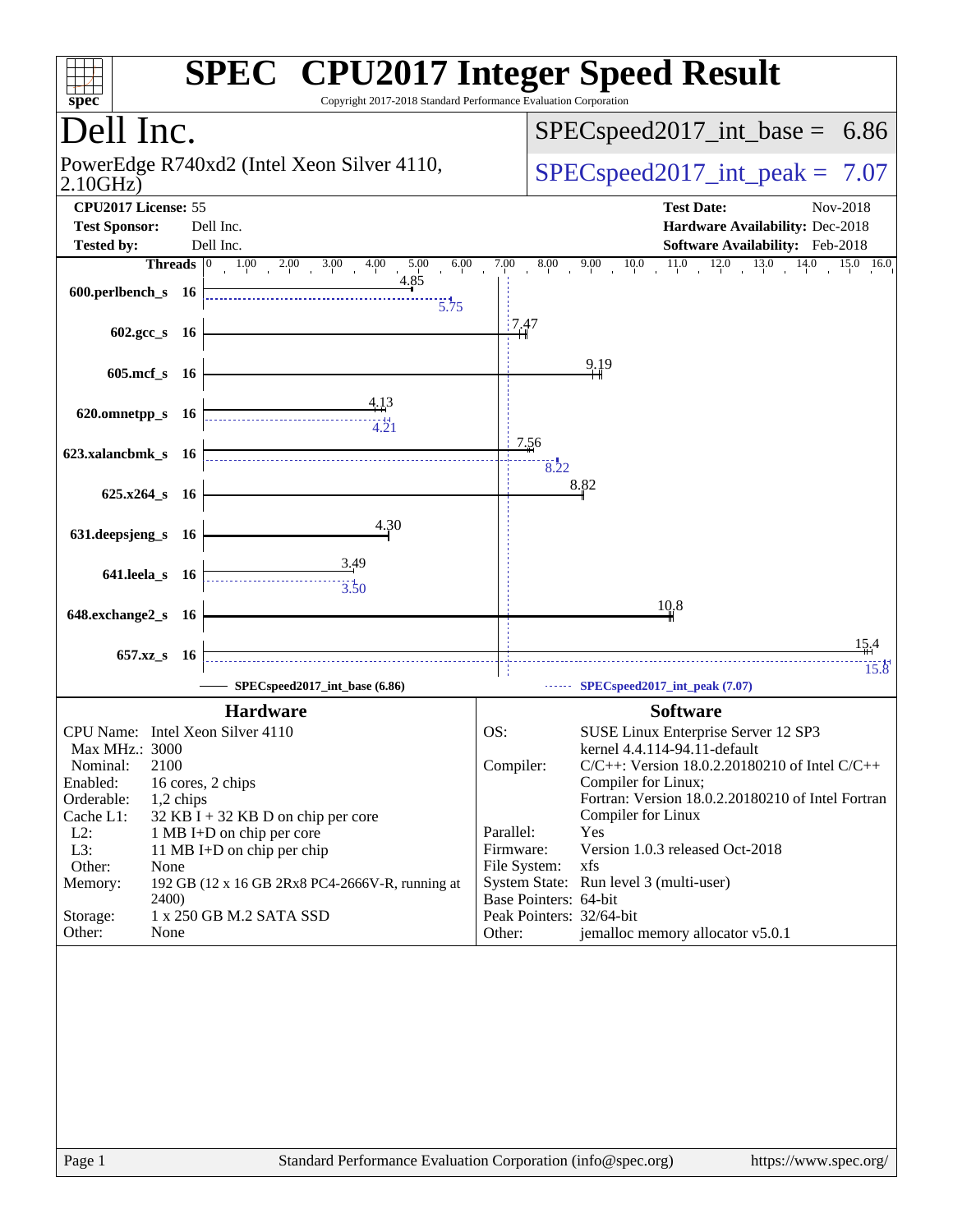# SPEC CPU2017 Integer Speed Result

Copyright 2017-2018 Standard Performance Evaluation Corporation

## Dell Inc.

PowerEdge R740xd2 (Intel Xeon Silver 4110, 2.10GHz)

SPECspeed2017_int_base = 6.86

SPECspeed2017_int_peak = 7.07

| | | | |
|---|---|---|---|
| **CPU2017 License:** | 55 | **Test Date:** | Nov-2018 |
| **Test Sponsor:** | Dell Inc. | **Hardware Availability:** | Dec-2018 |
| **Tested by:** | Dell Inc. | **Software Availability:** | Feb-2018 |

| Benchmark | Threads | Base | Peak |
|---|---|---|---|
| 600.perlbench_s | 16 | 4.85 | 5.75 |
| 602.gcc_s | 16 | 7.47 | |
| 605.mcf_s | 16 | 9.19 | |
| 620.omnetpp_s | 16 | 4.13 | 4.21 |
| 623.xalancbmk_s | 16 | 7.56 | 8.22 |
| 625.x264_s | 16 | 8.82 | |
| 631.deepsjeng_s | 16 | 4.30 | |
| 641.leela_s | 16 | 3.49 | 3.50 |
| 648.exchange2_s | 16 | 10.8 | |
| 657.xz_s | 16 | 15.4 | 15.8 |

SPECspeed2017_int_base (6.86) — SPECspeed2017_int_peak (7.07)

### Hardware

| | |
|---|---|
| CPU Name: | Intel Xeon Silver 4110 |
| Max MHz.: | 3000 |
| Nominal: | 2100 |
| Enabled: | 16 cores, 2 chips |
| Orderable: | 1,2 chips |
| Cache L1: | 32 KB I + 32 KB D on chip per core |
| L2: | 1 MB I+D on chip per core |
| L3: | 11 MB I+D on chip per chip |
| Other: | None |
| Memory: | 192 GB (12 x 16 GB 2Rx8 PC4-2666V-R, running at 2400) |
| Storage: | 1 x 250 GB M.2 SATA SSD |
| Other: | None |

### Software

| | |
|---|---|
| OS: | SUSE Linux Enterprise Server 12 SP3 kernel 4.4.114-94.11-default |
| Compiler: | C/C++: Version 18.0.2.20180210 of Intel C/C++ Compiler for Linux; Fortran: Version 18.0.2.20180210 of Intel Fortran Compiler for Linux |
| Parallel: | Yes |
| Firmware: | Version 1.0.3 released Oct-2018 |
| File System: | xfs |
| System State: | Run level 3 (multi-user) |
| Base Pointers: | 64-bit |
| Peak Pointers: | 32/64-bit |
| Other: | jemalloc memory allocator v5.0.1 |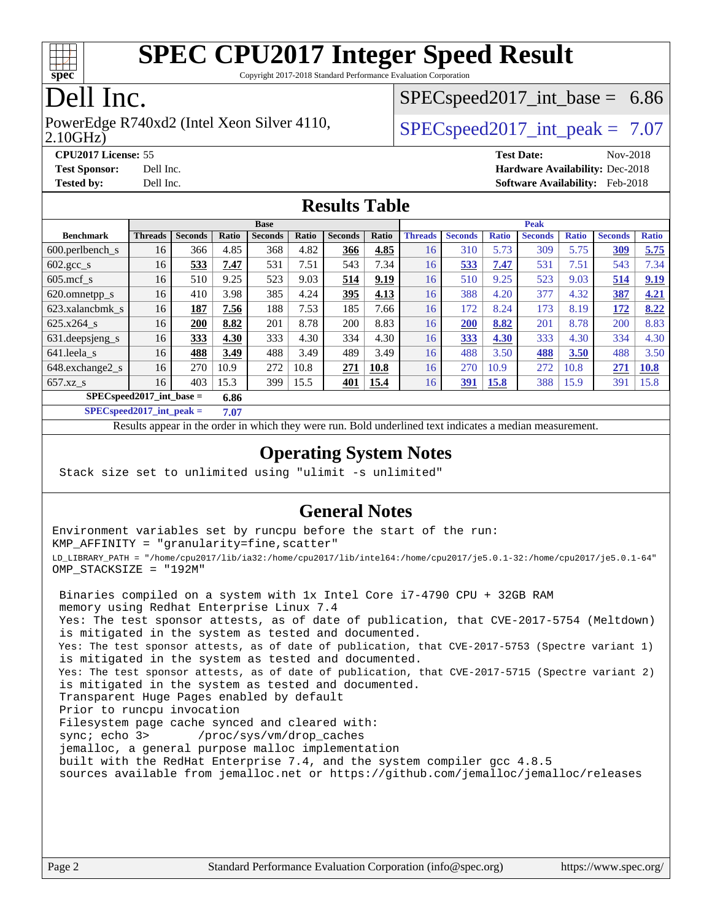# SPEC CPU2017 Integer Speed Result

Copyright 2017-2018 Standard Performance Evaluation Corporation

## Dell Inc.

PowerEdge R740xd2 (Intel Xeon Silver 4110, 2.10GHz)

SPECspeed2017_int_base = 6.86

SPECspeed2017_int_peak = 7.07

**CPU2017 License:** 55
**Test Sponsor:** Dell Inc.
**Tested by:** Dell Inc.

**Test Date:** Nov-2018
**Hardware Availability:** Dec-2018
**Software Availability:** Feb-2018

## Results Table

| Benchmark | Base | | | | | | | Peak | | | | | | |
|---|---|---|---|---|---|---|---|---|---|---|---|---|---|---|
| | Threads | Seconds | Ratio | Seconds | Ratio | Seconds | Ratio | Threads | Seconds | Ratio | Seconds | Ratio | Seconds | Ratio |
| 600.perlbench_s | 16 | 366 | 4.85 | 368 | 4.82 | **366** | **4.85** | 16 | 310 | 5.73 | 309 | 5.75 | **309** | **5.75** |
| 602.gcc_s | 16 | **533** | **7.47** | 531 | 7.51 | 543 | 7.34 | 16 | **533** | **7.47** | 531 | 7.51 | 543 | 7.34 |
| 605.mcf_s | 16 | 510 | 9.25 | 523 | 9.03 | **514** | **9.19** | 16 | 510 | 9.25 | 523 | 9.03 | **514** | **9.19** |
| 620.omnetpp_s | 16 | 410 | 3.98 | 385 | 4.24 | **395** | **4.13** | 16 | 388 | 4.20 | 377 | 4.32 | **387** | **4.21** |
| 623.xalancbmk_s | 16 | **187** | **7.56** | 188 | 7.53 | 185 | 7.66 | 16 | 172 | 8.24 | 173 | 8.19 | **172** | **8.22** |
| 625.x264_s | 16 | **200** | **8.82** | 201 | 8.78 | 200 | 8.83 | 16 | **200** | **8.82** | 201 | 8.78 | 200 | 8.83 |
| 631.deepsjeng_s | 16 | **333** | **4.30** | 333 | 4.30 | 334 | 4.30 | 16 | **333** | **4.30** | 333 | 4.30 | 334 | 4.30 |
| 641.leela_s | 16 | **488** | **3.49** | 488 | 3.49 | 489 | 3.49 | 16 | 488 | 3.50 | **488** | **3.50** | 488 | 3.50 |
| 648.exchange2_s | 16 | 270 | 10.9 | 272 | 10.8 | **271** | **10.8** | 16 | 270 | 10.9 | 272 | 10.8 | **271** | **10.8** |
| 657.xz_s | 16 | 403 | 15.3 | 399 | 15.5 | **401** | **15.4** | 16 | **391** | **15.8** | 388 | 15.9 | 391 | 15.8 |
| SPECspeed2017_int_base = | | | 6.86 | | | | | | | | | | | |
| SPECspeed2017_int_peak = | | | 7.07 | | | | | | | | | | | |

Results appear in the order in which they were run. Bold underlined text indicates a median measurement.

## Operating System Notes

```
Stack size set to unlimited using "ulimit -s unlimited"
```

## General Notes

```
Environment variables set by runcpu before the start of the run:
KMP_AFFINITY = "granularity=fine,scatter"
LD_LIBRARY_PATH = "/home/cpu2017/lib/ia32:/home/cpu2017/lib/intel64:/home/cpu2017/je5.0.1-32:/home/cpu2017/je5.0.1-64"
OMP_STACKSIZE = "192M"

 Binaries compiled on a system with 1x Intel Core i7-4790 CPU + 32GB RAM
 memory using Redhat Enterprise Linux 7.4
 Yes: The test sponsor attests, as of date of publication, that CVE-2017-5754 (Meltdown)
 is mitigated in the system as tested and documented.
 Yes: The test sponsor attests, as of date of publication, that CVE-2017-5753 (Spectre variant 1)
 is mitigated in the system as tested and documented.
 Yes: The test sponsor attests, as of date of publication, that CVE-2017-5715 (Spectre variant 2)
 is mitigated in the system as tested and documented.
 Transparent Huge Pages enabled by default
 Prior to runcpu invocation
 Filesystem page cache synced and cleared with:
 sync; echo 3>       /proc/sys/vm/drop_caches
 jemalloc, a general purpose malloc implementation
 built with the RedHat Enterprise 7.4, and the system compiler gcc 4.8.5
 sources available from jemalloc.net or https://github.com/jemalloc/jemalloc/releases
```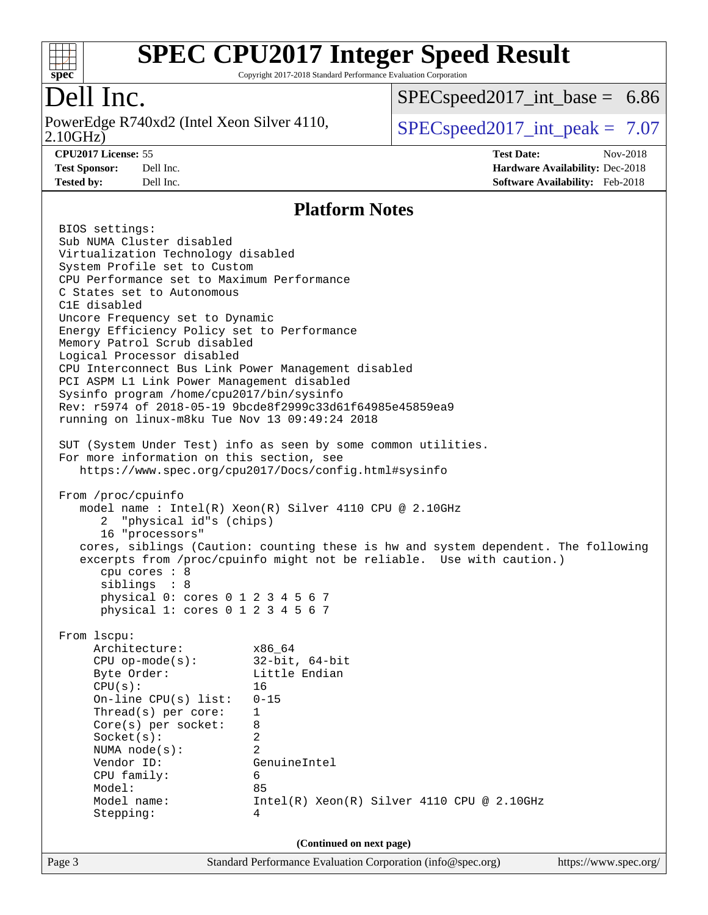# SPEC CPU2017 Integer Speed Result

Copyright 2017-2018 Standard Performance Evaluation Corporation

## Dell Inc.

PowerEdge R740xd2 (Intel Xeon Silver 4110, 2.10GHz)

SPECspeed2017_int_base = 6.86

SPECspeed2017_int_peak = 7.07

**CPU2017 License:** 55
**Test Sponsor:** Dell Inc.
**Tested by:** Dell Inc.

**Test Date:** Nov-2018
**Hardware Availability:** Dec-2018
**Software Availability:** Feb-2018

## Platform Notes

```
BIOS settings:
Sub NUMA Cluster disabled
Virtualization Technology disabled
System Profile set to Custom
CPU Performance set to Maximum Performance
C States set to Autonomous
C1E disabled
Uncore Frequency set to Dynamic
Energy Efficiency Policy set to Performance
Memory Patrol Scrub disabled
Logical Processor disabled
CPU Interconnect Bus Link Power Management disabled
PCI ASPM L1 Link Power Management disabled
Sysinfo program /home/cpu2017/bin/sysinfo
Rev: r5974 of 2018-05-19 9bcde8f2999c33d61f64985e45859ea9
running on linux-m8ku Tue Nov 13 09:49:24 2018

SUT (System Under Test) info as seen by some common utilities.
For more information on this section, see
   https://www.spec.org/cpu2017/Docs/config.html#sysinfo

From /proc/cpuinfo
   model name : Intel(R) Xeon(R) Silver 4110 CPU @ 2.10GHz
      2  "physical id"s (chips)
      16 "processors"
   cores, siblings (Caution: counting these is hw and system dependent. The following
   excerpts from /proc/cpuinfo might not be reliable.  Use with caution.)
      cpu cores : 8
      siblings  : 8
      physical 0: cores 0 1 2 3 4 5 6 7
      physical 1: cores 0 1 2 3 4 5 6 7

From lscpu:
     Architecture:          x86_64
     CPU op-mode(s):        32-bit, 64-bit
     Byte Order:            Little Endian
     CPU(s):                16
     On-line CPU(s) list:   0-15
     Thread(s) per core:    1
     Core(s) per socket:    8
     Socket(s):             2
     NUMA node(s):          2
     Vendor ID:             GenuineIntel
     CPU family:            6
     Model:                 85
     Model name:            Intel(R) Xeon(R) Silver 4110 CPU @ 2.10GHz
     Stepping:              4
```

(Continued on next page)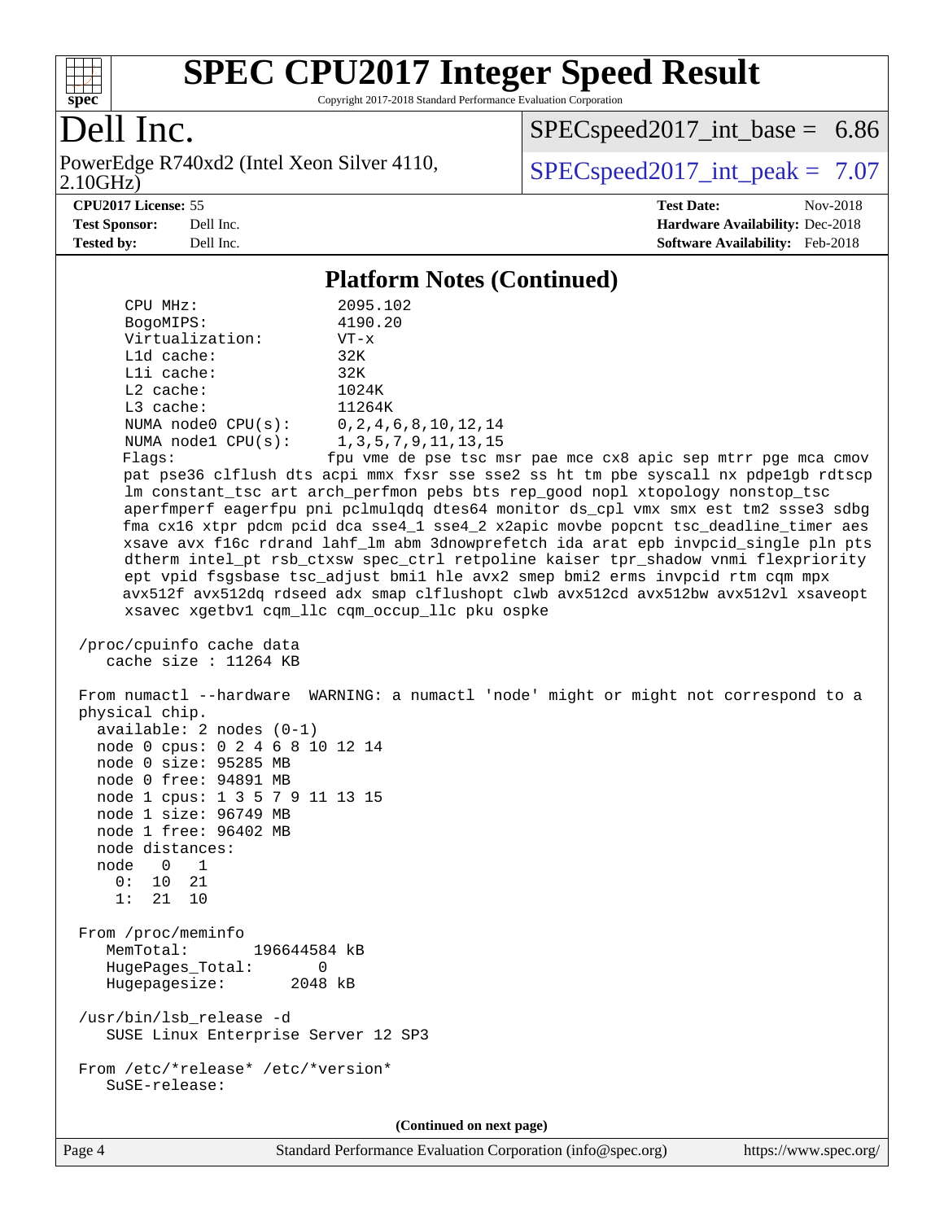# SPEC CPU2017 Integer Speed Result

Copyright 2017-2018 Standard Performance Evaluation Corporation

## Dell Inc.

PowerEdge R740xd2 (Intel Xeon Silver 4110, 2.10GHz)

SPECspeed2017_int_base = 6.86

SPECspeed2017_int_peak = 7.07

**CPU2017 License:** 55
**Test Sponsor:** Dell Inc.
**Tested by:** Dell Inc.

**Test Date:** Nov-2018
**Hardware Availability:** Dec-2018
**Software Availability:** Feb-2018

## Platform Notes (Continued)

```
     CPU MHz:                 2095.102
     BogoMIPS:                4190.20
     Virtualization:          VT-x
     L1d cache:               32K
     L1i cache:               32K
     L2 cache:                1024K
     L3 cache:                11264K
     NUMA node0 CPU(s):       0,2,4,6,8,10,12,14
     NUMA node1 CPU(s):       1,3,5,7,9,11,13,15
     Flags:                  fpu vme de pse tsc msr pae mce cx8 apic sep mtrr pge mca cmov
     pat pse36 clflush dts acpi mmx fxsr sse sse2 ss ht tm pbe syscall nx pdpe1gb rdtscp
     lm constant_tsc art arch_perfmon pebs bts rep_good nopl xtopology nonstop_tsc
     aperfmperf eagerfpu pni pclmulqdq dtes64 monitor ds_cpl vmx smx est tm2 ssse3 sdbg
     fma cx16 xtpr pdcm pcid dca sse4_1 sse4_2 x2apic movbe popcnt tsc_deadline_timer aes
     xsave avx f16c rdrand lahf_lm abm 3dnowprefetch ida arat epb invpcid_single pln pts
     dtherm intel_pt rsb_ctxsw spec_ctrl retpoline kaiser tpr_shadow vnmi flexpriority
     ept vpid fsgsbase tsc_adjust bmi1 hle avx2 smep bmi2 erms invpcid rtm cqm mpx
     avx512f avx512dq rdseed adx smap clflushopt clwb avx512cd avx512bw avx512vl xsaveopt
     xsavec xgetbv1 cqm_llc cqm_occup_llc pku ospke

 /proc/cpuinfo cache data
    cache size : 11264 KB

 From numactl --hardware  WARNING: a numactl 'node' might or might not correspond to a
 physical chip.
   available: 2 nodes (0-1)
   node 0 cpus: 0 2 4 6 8 10 12 14
   node 0 size: 95285 MB
   node 0 free: 94891 MB
   node 1 cpus: 1 3 5 7 9 11 13 15
   node 1 size: 96749 MB
   node 1 free: 96402 MB
   node distances:
   node   0   1
     0:  10  21
     1:  21  10

 From /proc/meminfo
    MemTotal:       196644584 kB
    HugePages_Total:       0
    Hugepagesize:       2048 kB

 /usr/bin/lsb_release -d
    SUSE Linux Enterprise Server 12 SP3

 From /etc/*release* /etc/*version*
    SuSE-release:
```

(Continued on next page)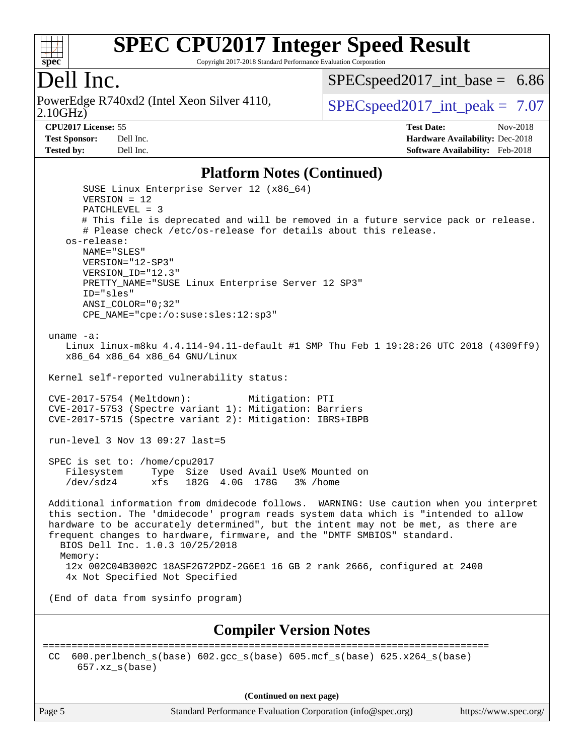## Platform Notes (Continued)

```
      SUSE Linux Enterprise Server 12 (x86_64)
      VERSION = 12
      PATCHLEVEL = 3
      # This file is deprecated and will be removed in a future service pack or release.
      # Please check /etc/os-release for details about this release.
   os-release:
      NAME="SLES"
      VERSION="12-SP3"
      VERSION_ID="12.3"
      PRETTY_NAME="SUSE Linux Enterprise Server 12 SP3"
      ID="sles"
      ANSI_COLOR="0;32"
      CPE_NAME="cpe:/o:suse:sles:12:sp3"

uname -a:
   Linux linux-m8ku 4.4.114-94.11-default #1 SMP Thu Feb 1 19:28:26 UTC 2018 (4309ff9)
   x86_64 x86_64 x86_64 GNU/Linux

Kernel self-reported vulnerability status:

CVE-2017-5754 (Meltdown):          Mitigation: PTI
CVE-2017-5753 (Spectre variant 1): Mitigation: Barriers
CVE-2017-5715 (Spectre variant 2): Mitigation: IBRS+IBPB

run-level 3 Nov 13 09:27 last=5

SPEC is set to: /home/cpu2017
   Filesystem     Type  Size  Used Avail Use% Mounted on
   /dev/sdz4      xfs   182G  4.0G  178G   3% /home

Additional information from dmidecode follows.  WARNING: Use caution when you interpret
this section. The 'dmidecode' program reads system data which is "intended to allow
hardware to be accurately determined", but the intent may not be met, as there are
frequent changes to hardware, firmware, and the "DMTF SMBIOS" standard.
  BIOS Dell Inc. 1.0.3 10/25/2018
  Memory:
   12x 002C04B3002C 18ASF2G72PDZ-2G6E1 16 GB 2 rank 2666, configured at 2400
   4x Not Specified Not Specified

(End of data from sysinfo program)
```

## Compiler Version Notes

```
==============================================================================
CC  600.perlbench_s(base) 602.gcc_s(base) 605.mcf_s(base) 625.x264_s(base)
     657.xz_s(base)
```

(Continued on next page)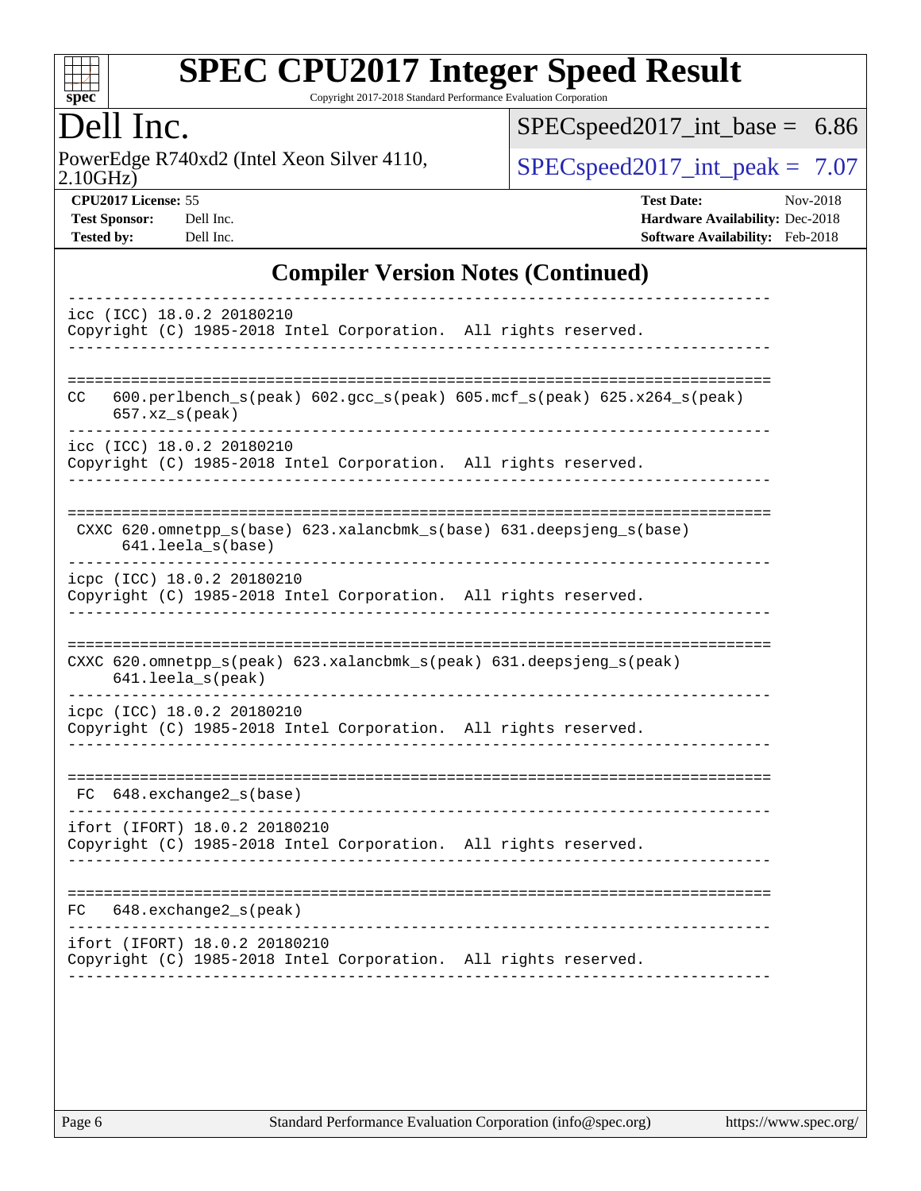# SPEC CPU2017 Integer Speed Result

Copyright 2017-2018 Standard Performance Evaluation Corporation

## Dell Inc.

PowerEdge R740xd2 (Intel Xeon Silver 4110, 2.10GHz)

SPECspeed2017_int_base = 6.86

SPECspeed2017_int_peak = 7.07

**CPU2017 License:** 55
**Test Sponsor:** Dell Inc.
**Tested by:** Dell Inc.

**Test Date:** Nov-2018
**Hardware Availability:** Dec-2018
**Software Availability:** Feb-2018

## Compiler Version Notes (Continued)

```
------------------------------------------------------------------------------
icc (ICC) 18.0.2 20180210
Copyright (C) 1985-2018 Intel Corporation.  All rights reserved.
------------------------------------------------------------------------------

==============================================================================
 CC   600.perlbench_s(peak) 602.gcc_s(peak) 605.mcf_s(peak) 625.x264_s(peak)
      657.xz_s(peak)
------------------------------------------------------------------------------
icc (ICC) 18.0.2 20180210
Copyright (C) 1985-2018 Intel Corporation.  All rights reserved.
------------------------------------------------------------------------------

==============================================================================
 CXXC 620.omnetpp_s(base) 623.xalancbmk_s(base) 631.deepsjeng_s(base)
       641.leela_s(base)
------------------------------------------------------------------------------
icpc (ICC) 18.0.2 20180210
Copyright (C) 1985-2018 Intel Corporation.  All rights reserved.
------------------------------------------------------------------------------

==============================================================================
 CXXC 620.omnetpp_s(peak) 623.xalancbmk_s(peak) 631.deepsjeng_s(peak)
      641.leela_s(peak)
------------------------------------------------------------------------------
icpc (ICC) 18.0.2 20180210
Copyright (C) 1985-2018 Intel Corporation.  All rights reserved.
------------------------------------------------------------------------------

==============================================================================
 FC  648.exchange2_s(base)
------------------------------------------------------------------------------
ifort (IFORT) 18.0.2 20180210
Copyright (C) 1985-2018 Intel Corporation.  All rights reserved.
------------------------------------------------------------------------------

==============================================================================
 FC   648.exchange2_s(peak)
------------------------------------------------------------------------------
ifort (IFORT) 18.0.2 20180210
Copyright (C) 1985-2018 Intel Corporation.  All rights reserved.
------------------------------------------------------------------------------
```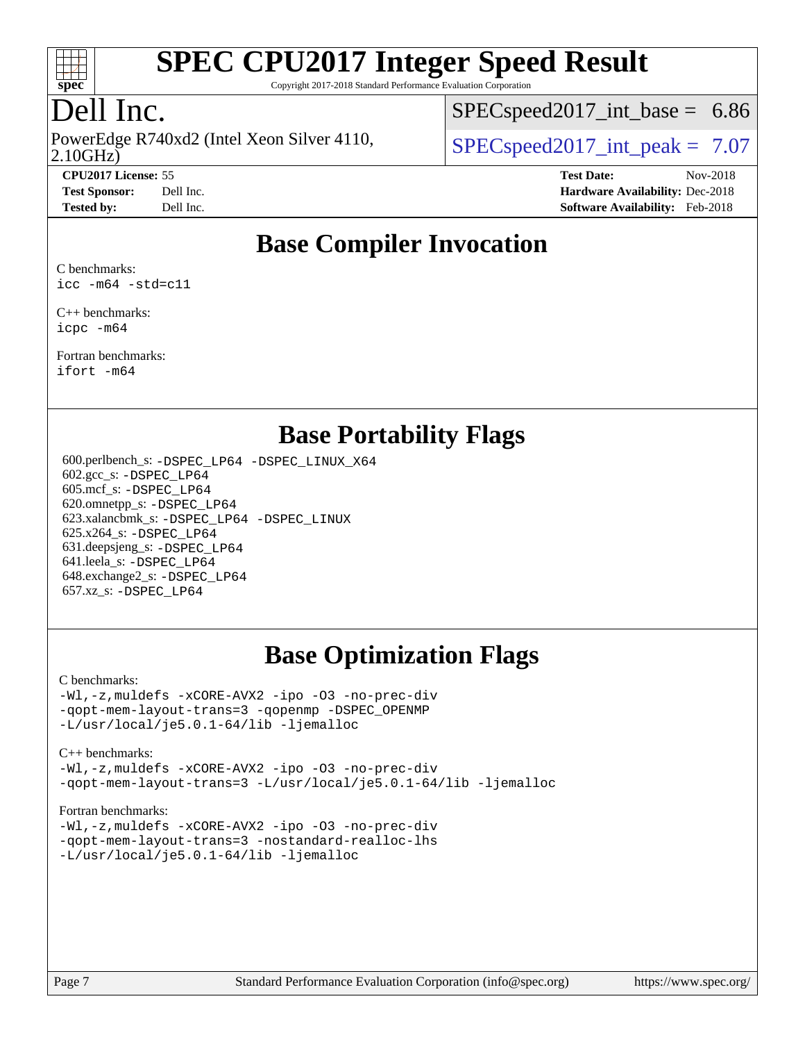# SPEC CPU2017 Integer Speed Result

Copyright 2017-2018 Standard Performance Evaluation Corporation

# Dell Inc.

PowerEdge R740xd2 (Intel Xeon Silver 4110, 2.10GHz)

SPECspeed2017_int_base = 6.86

SPECspeed2017_int_peak = 7.07

**CPU2017 License:** 55
**Test Sponsor:** Dell Inc.
**Tested by:** Dell Inc.

**Test Date:** Nov-2018
**Hardware Availability:** Dec-2018
**Software Availability:** Feb-2018

## Base Compiler Invocation

C benchmarks:
```
icc -m64 -std=c11
```

C++ benchmarks:
```
icpc -m64
```

Fortran benchmarks:
```
ifort -m64
```

## Base Portability Flags

600.perlbench_s: `-DSPEC_LP64 -DSPEC_LINUX_X64`
602.gcc_s: `-DSPEC_LP64`
605.mcf_s: `-DSPEC_LP64`
620.omnetpp_s: `-DSPEC_LP64`
623.xalancbmk_s: `-DSPEC_LP64 -DSPEC_LINUX`
625.x264_s: `-DSPEC_LP64`
631.deepsjeng_s: `-DSPEC_LP64`
641.leela_s: `-DSPEC_LP64`
648.exchange2_s: `-DSPEC_LP64`
657.xz_s: `-DSPEC_LP64`

## Base Optimization Flags

C benchmarks:
```
-Wl,-z,muldefs -xCORE-AVX2 -ipo -O3 -no-prec-div
-qopt-mem-layout-trans=3 -qopenmp -DSPEC_OPENMP
-L/usr/local/je5.0.1-64/lib -ljemalloc
```

C++ benchmarks:
```
-Wl,-z,muldefs -xCORE-AVX2 -ipo -O3 -no-prec-div
-qopt-mem-layout-trans=3 -L/usr/local/je5.0.1-64/lib -ljemalloc
```

Fortran benchmarks:
```
-Wl,-z,muldefs -xCORE-AVX2 -ipo -O3 -no-prec-div
-qopt-mem-layout-trans=3 -nostandard-realloc-lhs
-L/usr/local/je5.0.1-64/lib -ljemalloc
```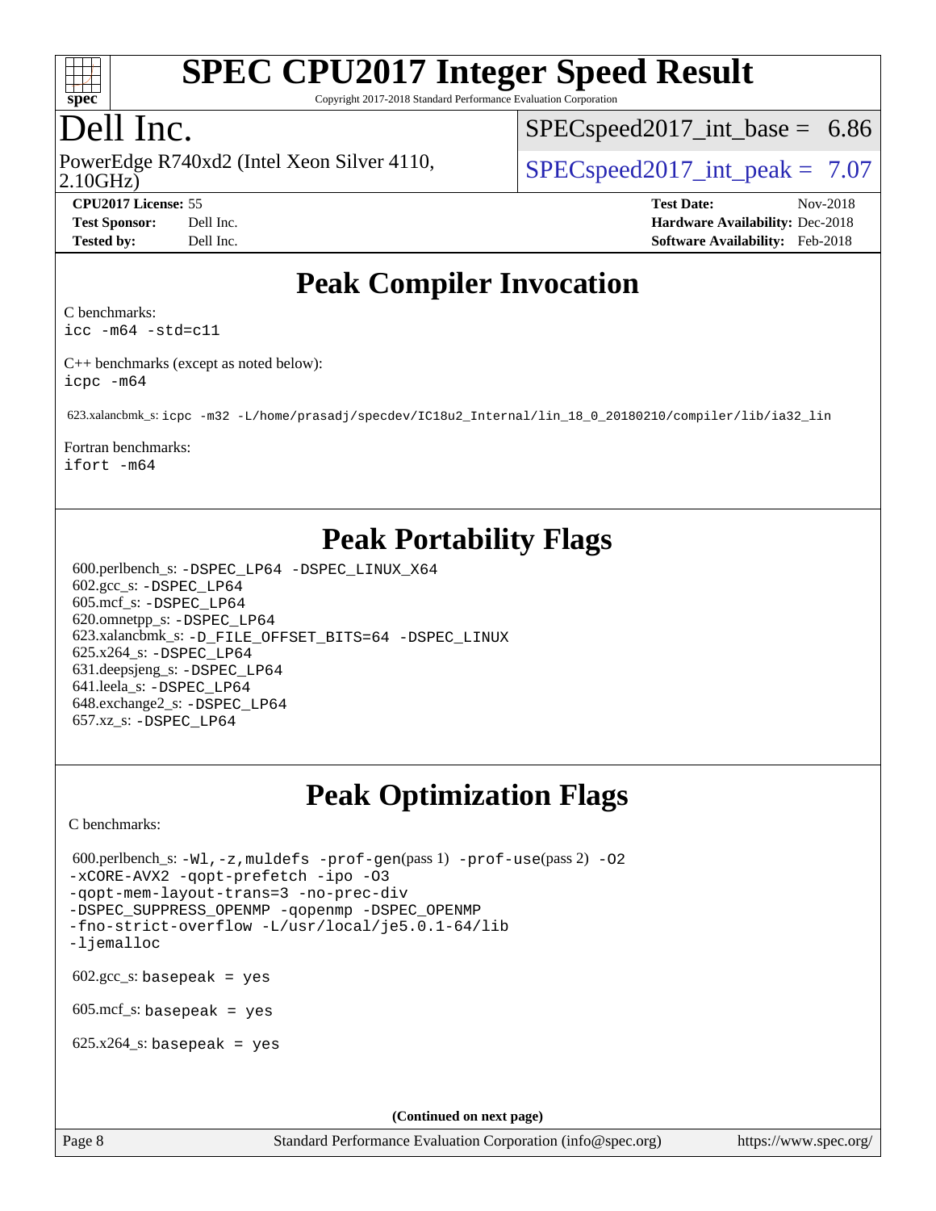# SPEC CPU2017 Integer Speed Result

Copyright 2017-2018 Standard Performance Evaluation Corporation

## Dell Inc.

PowerEdge R740xd2 (Intel Xeon Silver 4110, 2.10GHz)

SPECspeed2017_int_base = 6.86

SPECspeed2017_int_peak = 7.07

**CPU2017 License:** 55
**Test Sponsor:** Dell Inc.
**Tested by:** Dell Inc.

**Test Date:** Nov-2018
**Hardware Availability:** Dec-2018
**Software Availability:** Feb-2018

## Peak Compiler Invocation

C benchmarks:
`icc -m64 -std=c11`

C++ benchmarks (except as noted below):
`icpc -m64`

623.xalancbmk_s: `icpc -m32 -L/home/prasadj/specdev/IC18u2_Internal/lin_18_0_20180210/compiler/lib/ia32_lin`

Fortran benchmarks:
`ifort -m64`

## Peak Portability Flags

600.perlbench_s: `-DSPEC_LP64 -DSPEC_LINUX_X64`
602.gcc_s: `-DSPEC_LP64`
605.mcf_s: `-DSPEC_LP64`
620.omnetpp_s: `-DSPEC_LP64`
623.xalancbmk_s: `-D_FILE_OFFSET_BITS=64 -DSPEC_LINUX`
625.x264_s: `-DSPEC_LP64`
631.deepsjeng_s: `-DSPEC_LP64`
641.leela_s: `-DSPEC_LP64`
648.exchange2_s: `-DSPEC_LP64`
657.xz_s: `-DSPEC_LP64`

## Peak Optimization Flags

C benchmarks:

600.perlbench_s: `-Wl,-z,muldefs -prof-gen`(pass 1) `-prof-use`(pass 2) `-O2 -xCORE-AVX2 -qopt-prefetch -ipo -O3 -qopt-mem-layout-trans=3 -no-prec-div -DSPEC_SUPPRESS_OPENMP -qopenmp -DSPEC_OPENMP -fno-strict-overflow -L/usr/local/je5.0.1-64/lib -ljemalloc`

602.gcc_s: `basepeak = yes`

605.mcf_s: `basepeak = yes`

625.x264_s: `basepeak = yes`

**(Continued on next page)**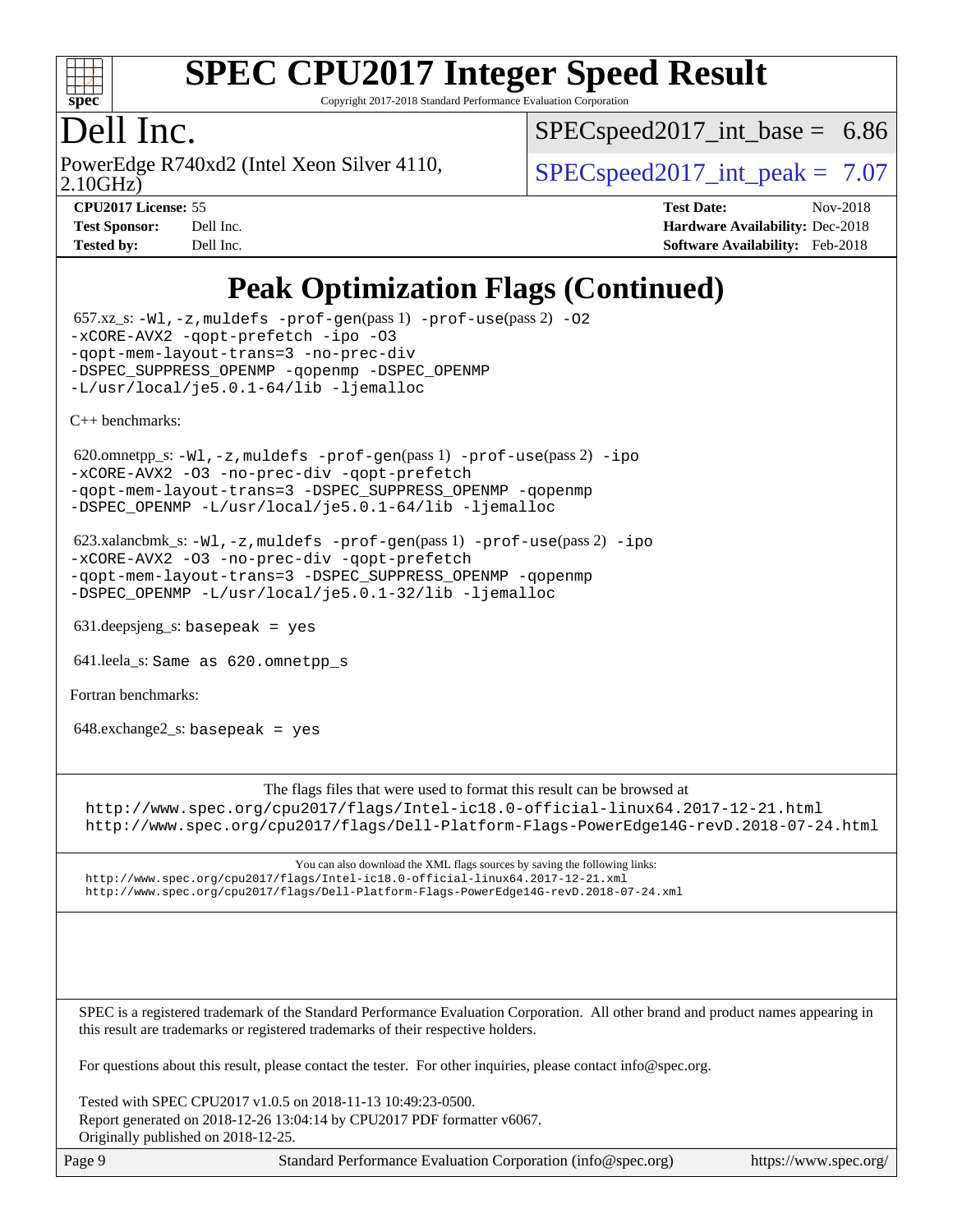# SPEC CPU2017 Integer Speed Result

Copyright 2017-2018 Standard Performance Evaluation Corporation

## Dell Inc.

PowerEdge R740xd2 (Intel Xeon Silver 4110, 2.10GHz)

SPECspeed2017_int_base = 6.86

SPECspeed2017_int_peak = 7.07

**CPU2017 License:** 55
**Test Sponsor:** Dell Inc.
**Tested by:** Dell Inc.

**Test Date:** Nov-2018
**Hardware Availability:** Dec-2018
**Software Availability:** Feb-2018

# Peak Optimization Flags (Continued)

657.xz_s: `-Wl,-z,muldefs -prof-gen`(pass 1) `-prof-use`(pass 2) `-O2 -xCORE-AVX2 -qopt-prefetch -ipo -O3 -qopt-mem-layout-trans=3 -no-prec-div -DSPEC_SUPPRESS_OPENMP -qopenmp -DSPEC_OPENMP -L/usr/local/je5.0.1-64/lib -ljemalloc`

C++ benchmarks:

620.omnetpp_s: `-Wl,-z,muldefs -prof-gen`(pass 1) `-prof-use`(pass 2) `-ipo -xCORE-AVX2 -O3 -no-prec-div -qopt-prefetch -qopt-mem-layout-trans=3 -DSPEC_SUPPRESS_OPENMP -qopenmp -DSPEC_OPENMP -L/usr/local/je5.0.1-64/lib -ljemalloc`

623.xalancbmk_s: `-Wl,-z,muldefs -prof-gen`(pass 1) `-prof-use`(pass 2) `-ipo -xCORE-AVX2 -O3 -no-prec-div -qopt-prefetch -qopt-mem-layout-trans=3 -DSPEC_SUPPRESS_OPENMP -qopenmp -DSPEC_OPENMP -L/usr/local/je5.0.1-32/lib -ljemalloc`

631.deepsjeng_s: `basepeak = yes`

641.leela_s: `Same as 620.omnetpp_s`

Fortran benchmarks:

648.exchange2_s: `basepeak = yes`

The flags files that were used to format this result can be browsed at
http://www.spec.org/cpu2017/flags/Intel-ic18.0-official-linux64.2017-12-21.html
http://www.spec.org/cpu2017/flags/Dell-Platform-Flags-PowerEdge14G-revD.2018-07-24.html

You can also download the XML flags sources by saving the following links:
http://www.spec.org/cpu2017/flags/Intel-ic18.0-official-linux64.2017-12-21.xml
http://www.spec.org/cpu2017/flags/Dell-Platform-Flags-PowerEdge14G-revD.2018-07-24.xml

SPEC is a registered trademark of the Standard Performance Evaluation Corporation. All other brand and product names appearing in this result are trademarks or registered trademarks of their respective holders.

For questions about this result, please contact the tester. For other inquiries, please contact info@spec.org.

Tested with SPEC CPU2017 v1.0.5 on 2018-11-13 10:49:23-0500.
Report generated on 2018-12-26 13:04:14 by CPU2017 PDF formatter v6067.
Originally published on 2018-12-25.